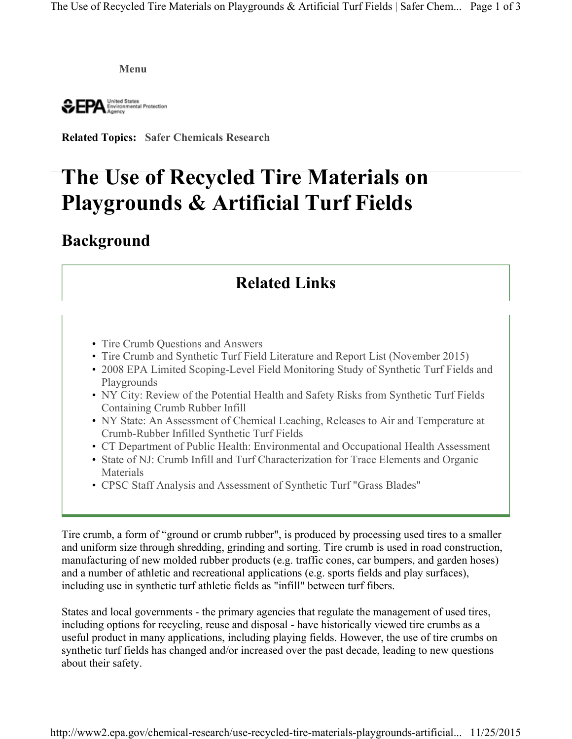Menu

Related Topics: **Safer Chemicals Research**

# The Use of Recycled Tire Materials on Playgrounds & Artificial Turf Fields

## Background

### Related Links

- Tire Crumb Questions and Answers
- Tire Crumb and Synthetic Turf Field Literature and Report List (November 2015)
- 2008 EPA Limited Scoping-Level Field Monitoring Study of Synthetic Turf Fields and Playgrounds
- NY City: Review of the Potential Health and Safety Risks from Synthetic Turf Fields Containing Crumb Rubber Infill
- NY State: An Assessment of Chemical Leaching, Releases to Air and Temperature at Crumb-Rubber Infilled Synthetic Turf Fields
- CT Department of Public Health: Environmental and Occupational Health Assessment
- State of NJ: Crumb Infill and Turf Characterization for Trace Elements and Organic Materials
- CPSC Staff Analysis and Assessment of Synthetic Turf "Grass Blades"

Tire crumb, a form of “ground or crumb rubber", is produced by processing used tires to a smaller and uniform size through shredding, grinding and sorting. Tire crumb is used in road construction, manufacturing of new molded rubber products (e.g. traffic cones, car bumpers, and garden hoses) and a number of athletic and recreational applications (e.g. sports fields and play surfaces), including use in synthetic turf athletic fields as "infill" between turf fibers.

States and local governments - the primary agencies that regulate the management of used tires, including options for recycling, reuse and disposal - have historically viewed tire crumbs as a useful product in many applications, including playing fields. However, the use of tire crumbs on synthetic turf fields has changed and/or increased over the past decade, leading to new questions about their safety.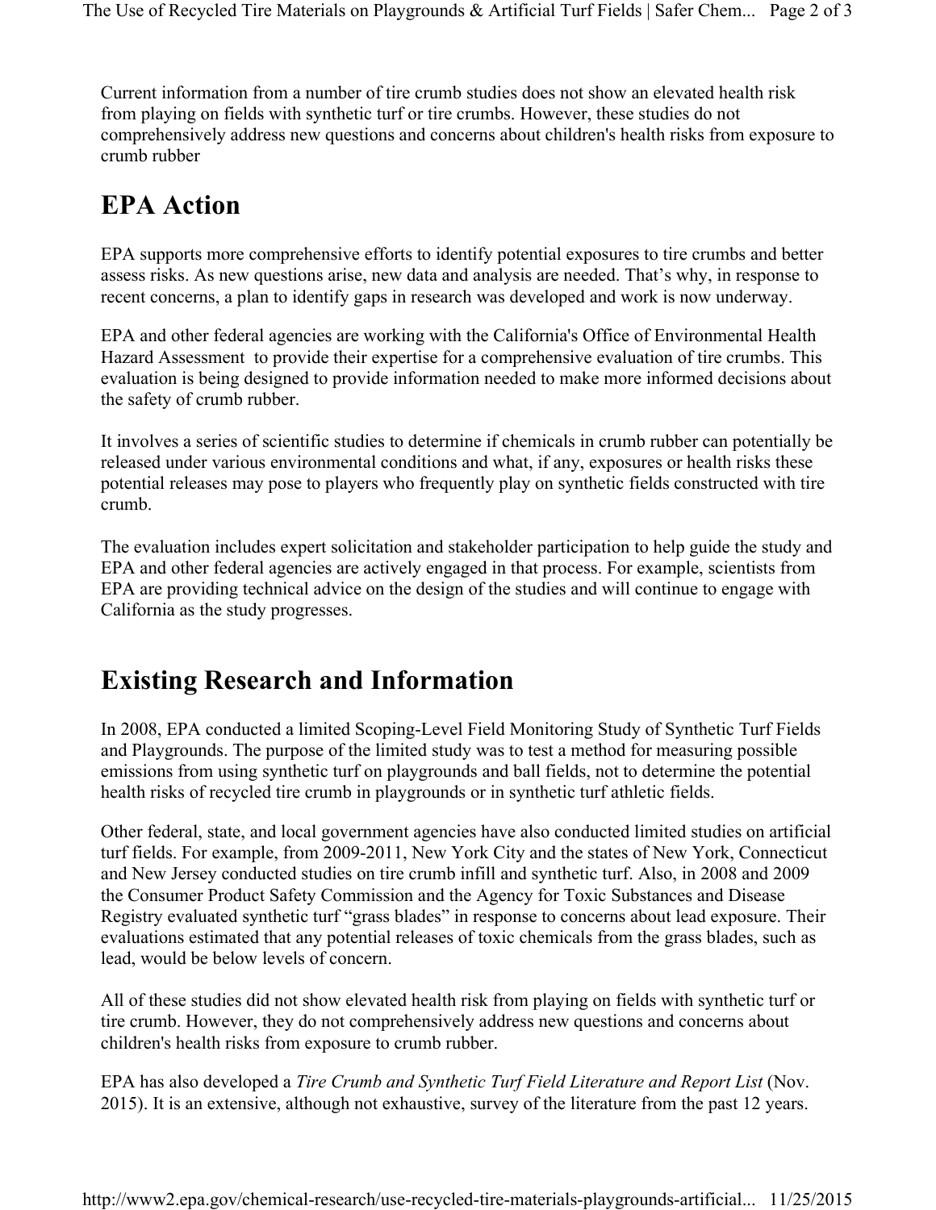Current information from a number of tire crumb studies does not show an elevated health risk from playing on fields with synthetic turf or tire crumbs. However, these studies do not comprehensively address new questions and concerns about children's health risks from exposure to crumb rubber

## EPA Action

EPA supports more comprehensive efforts to identify potential exposures to tire crumbs and better assess risks. As new questions arise, new data and analysis are needed. That's why, in response to recent concerns, a plan to identify gaps in research was developed and work is now underway.

EPA and other federal agencies are working with the California's Office of Environmental Health Hazard Assessment to provide their expertise for a comprehensive evaluation of tire crumbs. This evaluation is being designed to provide information needed to make more informed decisions about the safety of crumb rubber.

It involves a series of scientific studies to determine if chemicals in crumb rubber can potentially be released under various environmental conditions and what, if any, exposures or health risks these potential releases may pose to players who frequently play on synthetic fields constructed with tire crumb.

The evaluation includes expert solicitation and stakeholder participation to help guide the study and EPA and other federal agencies are actively engaged in that process. For example, scientists from EPA are providing technical advice on the design of the studies and will continue to engage with California as the study progresses.

## Existing Research and Information

In 2008, EPA conducted a limited Scoping-Level Field Monitoring Study of Synthetic Turf Fields and Playgrounds. The purpose of the limited study was to test a method for measuring possible emissions from using synthetic turf on playgrounds and ball fields, not to determine the potential health risks of recycled tire crumb in playgrounds or in synthetic turf athletic fields.

Other federal, state, and local government agencies have also conducted limited studies on artificial turf fields. For example, from 2009-2011, New York City and the states of New York, Connecticut and New Jersey conducted studies on tire crumb infill and synthetic turf. Also, in 2008 and 2009 the Consumer Product Safety Commission and the Agency for Toxic Substances and Disease Registry evaluated synthetic turf "grass blades" in response to concerns about lead exposure. Their evaluations estimated that any potential releases of toxic chemicals from the grass blades, such as lead, would be below levels of concern.

All of these studies did not show elevated health risk from playing on fields with synthetic turf or tire crumb. However, they do not comprehensively address new questions and concerns about children's health risks from exposure to crumb rubber.

EPA has also developed a *Tire Crumb and Synthetic Turf Field Literature and Report List* (Nov. 2015). It is an extensive, although not exhaustive, survey of the literature from the past 12 years.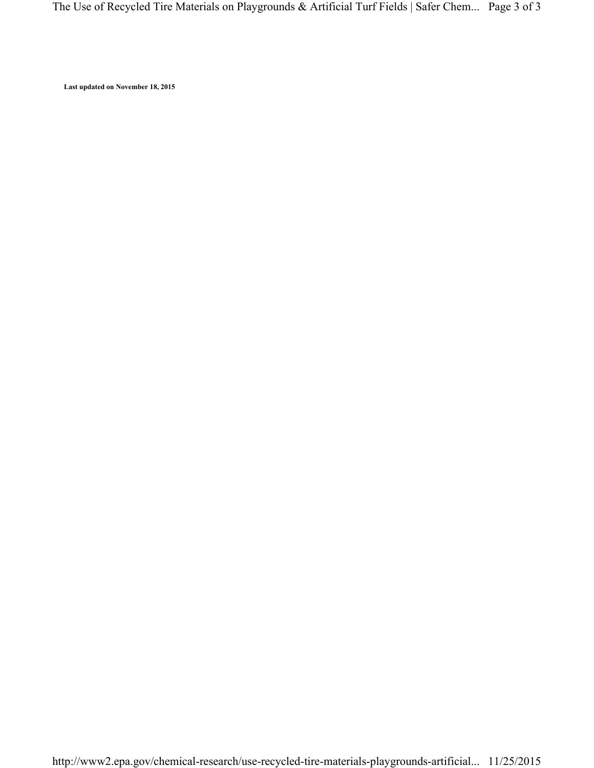**Last updated on November 18, 2015**